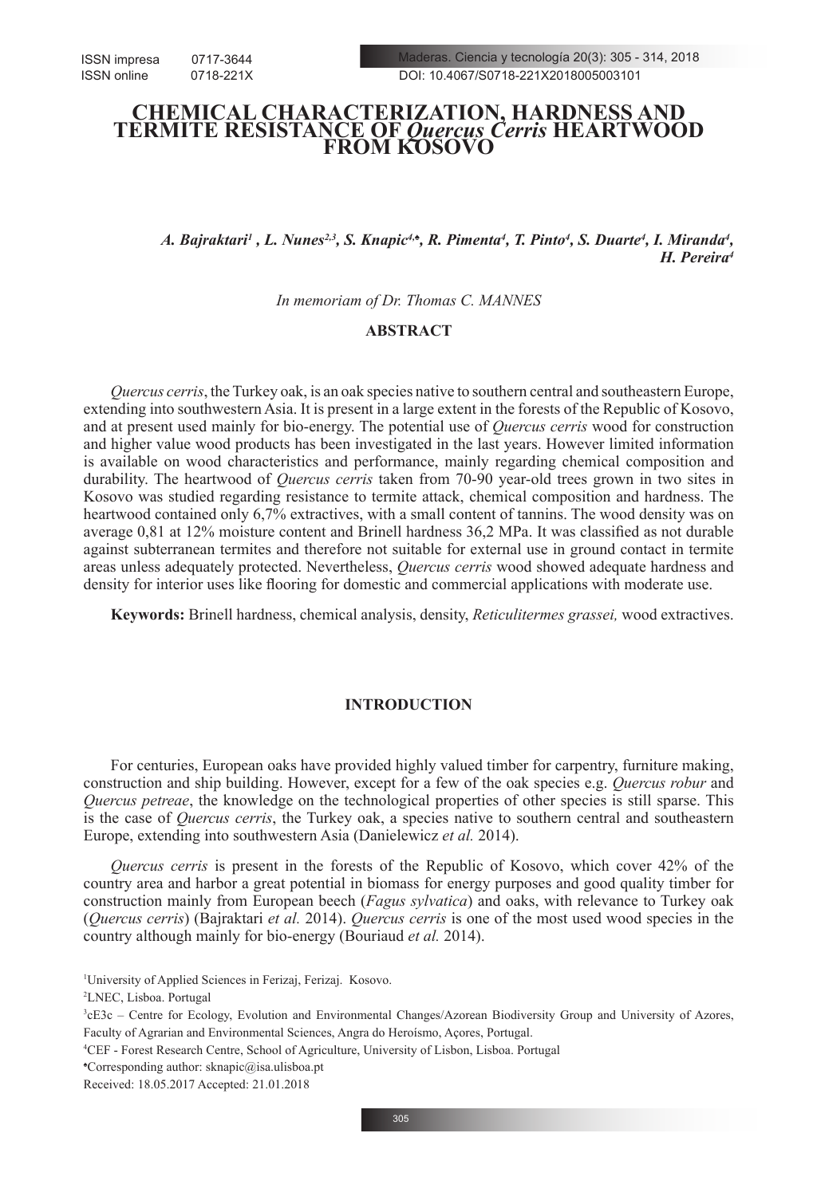ISSN impresa 0717-3644
ISSN online 0718-221X

DOI: 10.4067/S0718-221X2018005003101

# CHEMICAL CHARACTERIZATION, HARDNESS AND TERMITE RESISTANCE OF *Quercus Cerris* HEARTWOOD FROM KOSOVO

***A. Bajraktari[1] , L. Nunes[2,3], S. Knapic[4,•], R. Pimenta[4], T. Pinto[4], S. Duarte[4], I. Miranda[4], H. Pereira[4]***

*In memoriam of Dr. Thomas C. MANNES*

## ABSTRACT

*Quercus cerris*, the Turkey oak, is an oak species native to southern central and southeastern Europe, extending into southwestern Asia. It is present in a large extent in the forests of the Republic of Kosovo, and at present used mainly for bio-energy. The potential use of *Quercus cerris* wood for construction and higher value wood products has been investigated in the last years. However limited information is available on wood characteristics and performance, mainly regarding chemical composition and durability. The heartwood of *Quercus cerris* taken from 70-90 year-old trees grown in two sites in Kosvo was studied regarding resistance to termite attack, chemical composition and hardness. The heartwood contained only 6,7% extractives, with a small content of tannins. The wood density was on average 0,81 at 12% moisture content and Brinell hardness 36,2 MPa. It was classified as not durable against subterranean termites and therefore not suitable for external use in ground contact in termite areas unless adequately protected. Nevertheless, *Quercus cerris* wood showed adequate hardness and density for interior uses like flooring for domestic and commercial applications with moderate use.

**Keywords:** Brinell hardness, chemical analysis, density, *Reticulitermes grassei,* wood extractives.

## INTRODUCTION

For centuries, European oaks have provided highly valued timber for carpentry, furniture making, construction and ship building. However, except for a few of the oak species e.g. *Quercus robur* and *Quercus petreae*, the knowledge on the technological properties of other species is still sparse. This is the case of *Quercus cerris*, the Turkey oak, a species native to southern central and southeastern Europe, extending into southwestern Asia (Danielewicz *et al.* 2014).

*Quercus cerris* is present in the forests of the Republic of Kosovo, which cover 42% of the country area and harbor a great potential in biomass for energy purposes and good quality timber for construction mainly from European beech (*Fagus sylvatica*) and oaks, with relevance to Turkey oak (*Quercus cerris*) (Bajraktari *et al.* 2014). *Quercus cerris* is one of the most used wood species in the country although mainly for bio-energy (Bouriaud *et al.* 2014).

[1]University of Applied Sciences in Ferizaj, Ferizaj. Kosovo.

[2]LNEC, Lisboa. Portugal

[3]cE3c – Centre for Ecology, Evolution and Environmental Changes/Azorean Biodiversity Group and University of Azores, Faculty of Agrarian and Environmental Sciences, Angra do Heroísmo, Açores, Portugal.

[4]CEF - Forest Research Centre, School of Agriculture, University of Lisbon, Lisboa. Portugal

•Corresponding author: sknapic@isa.ulisboa.pt

Received: 18.05.2017 Accepted: 21.01.2018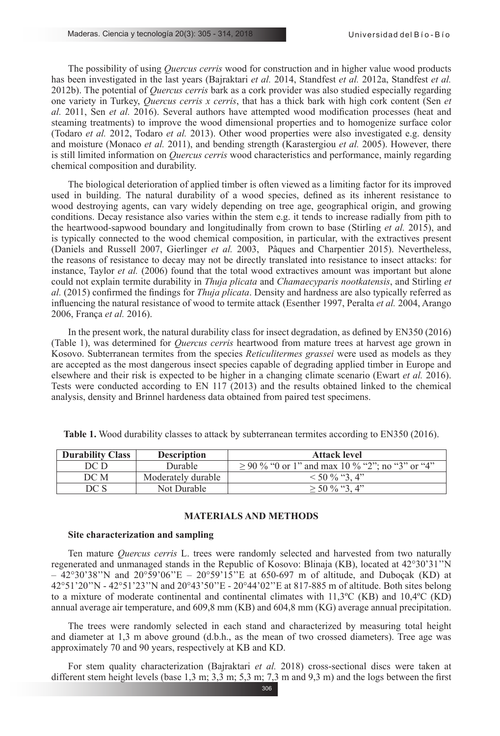The possibility of using *Quercus cerris* wood for construction and in higher value wood products has been investigated in the last years (Bajraktari *et al.* 2014, Standfest *et al.* 2012a, Standfest *et al.* 2012b). The potential of *Quercus cerris* bark as a cork provider was also studied especially regarding one variety in Turkey, *Quercus cerris x cerris*, that has a thick bark with high cork content (Sen *et al.* 2011, Sen *et al.* 2016). Several authors have attempted wood modification processes (heat and steaming treatments) to improve the wood dimensional properties and to homogenize surface color (Todaro *et al.* 2012, Todaro *et al.* 2013). Other wood properties were also investigated e.g. density and moisture (Monaco *et al.* 2011), and bending strength (Karastergiou *et al.* 2005). However, there is still limited information on *Quercus cerris* wood characteristics and performance, mainly regarding chemical composition and durability.

The biological deterioration of applied timber is often viewed as a limiting factor for its improved used in building. The natural durability of a wood species, defined as its inherent resistance to wood destroying agents, can vary widely depending on tree age, geographical origin, and growing conditions. Decay resistance also varies within the stem e.g. it tends to increase radially from pith to the heartwood-sapwood boundary and longitudinally from crown to base (Stirling *et al.* 2015), and is typically connected to the wood chemical composition, in particular, with the extractives present (Daniels and Russell 2007, Gierlinger *et al.* 2003, Pâques and Charpentier 2015). Nevertheless, the reasons of resistance to decay may not be directly translated into resistance to insect attacks: for instance, Taylor *et al.* (2006) found that the total wood extractives amount was important but alone could not explain termite durability in *Thuja plicata* and *Chamaecyparis nootkatensis*, and Stirling *et al.* (2015) confirmed the findings for *Thuja plicata*. Density and hardness are also typically referred as influencing the natural resistance of wood to termite attack (Esenther 1997, Peralta *et al.* 2004, Arango 2006, França *et al.* 2016).

In the present work, the natural durability class for insect degradation, as defined by EN350 (2016) (Table 1), was determined for *Quercus cerris* heartwood from mature trees at harvest age grown in Kosovo. Subterranean termites from the species *Reticulitermes grassei* were used as models as they are accepted as the most dangerous insect species capable of degrading applied timber in Europe and elsewhere and their risk is expected to be higher in a changing climate scenario (Ewart *et al.* 2016). Tests were conducted according to EN 117 (2013) and the results obtained linked to the chemical analysis, density and Brinnel hardeness data obtained from paired test specimens.

**Table 1.** Wood durability classes to attack by subterranean termites according to EN350 (2016).

| Durability Class | Description | Attack level |
|---|---|---|
| DC D | Durable | ≥ 90 % "0 or 1" and max 10 % "2"; no "3" or "4" |
| DC M | Moderately durable | < 50 % "3, 4" |
| DC S | Not Durable | ≥ 50 % "3, 4" |

## MATERIALS AND METHODS

### Site characterization and sampling

Ten mature *Quercus cerris* L. trees were randomly selected and harvested from two naturally regenerated and unmanaged stands in the Republic of Kosovo: Blinaja (KB), located at 42°30'31''N – 42°30'38''N and 20°59'06''E – 20°59'15''E at 650-697 m of altitude, and Duboçak (KD) at 42°51'20''N - 42°51'23''N and 20°43'50''E - 20°44'02''E at 817-885 m of altitude. Both sites belong to a mixture of moderate continental and continental climates with 11,3ºC (KB) and 10,4ºC (KD) annual average air temperature, and 609,8 mm (KB) and 604,8 mm (KG) average annual precipitation.

The trees were randomly selected in each stand and characterized by measuring total height and diameter at 1,3 m above ground (d.b.h., as the mean of two crossed diameters). Tree age was approximately 70 and 90 years, respectively at KB and KD.

For stem quality characterization (Bajraktari *et al.* 2018) cross-sectional discs were taken at different stem height levels (base 1,3 m; 3,3 m; 5,3 m; 7,3 m and 9,3 m) and the logs between the first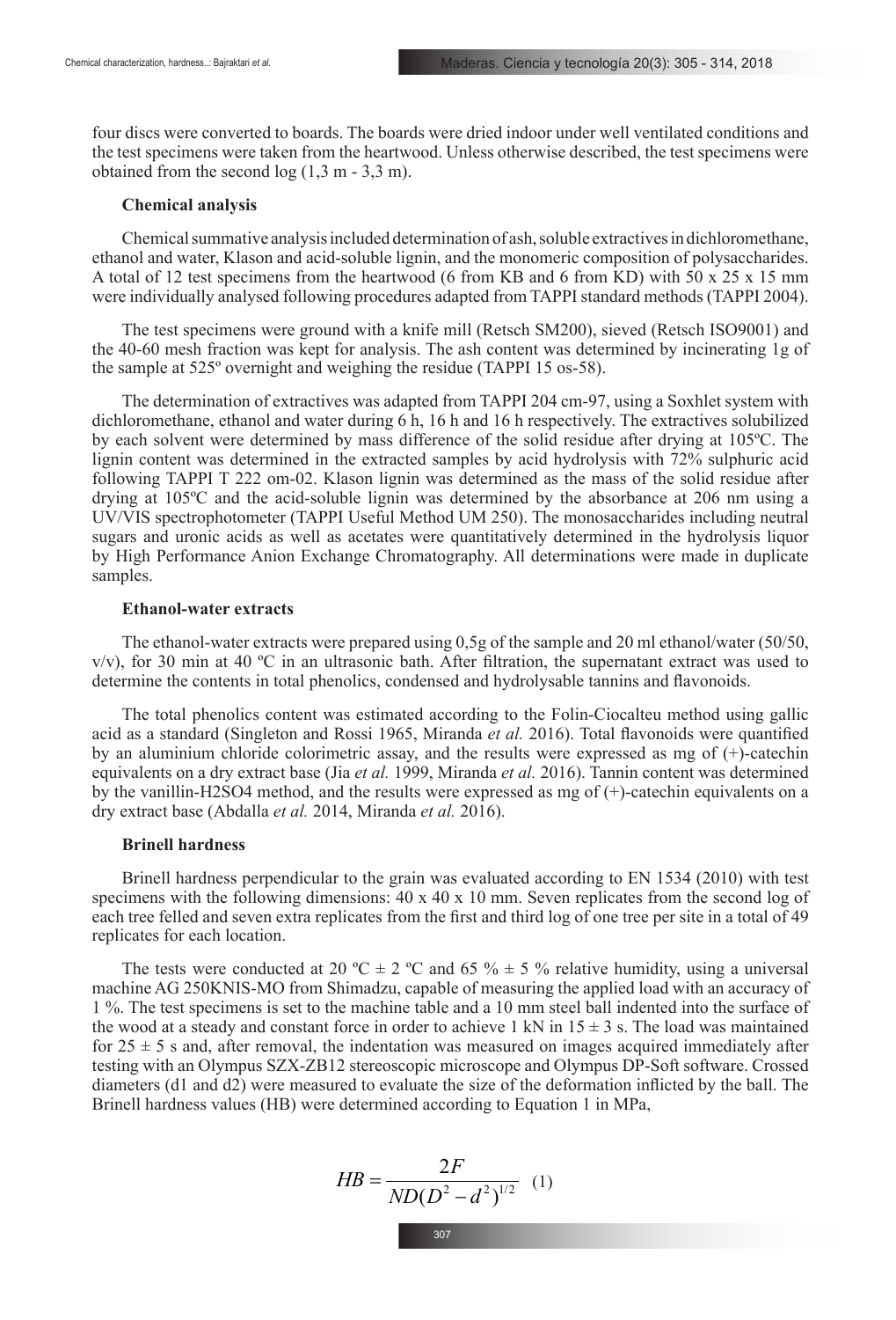four discs were converted to boards. The boards were dried indoor under well ventilated conditions and the test specimens were taken from the heartwood. Unless otherwise described, the test specimens were obtained from the second log (1,3 m - 3,3 m).

### Chemical analysis

Chemical summative analysis included determination of ash, soluble extractives in dichloromethane, ethanol and water, Klason and acid-soluble lignin, and the monomeric composition of polysaccharides. A total of 12 test specimens from the heartwood (6 from KB and 6 from KD) with 50 x 25 x 15 mm were individually analysed following procedures adapted from TAPPI standard methods (TAPPI 2004).

The test specimens were ground with a knife mill (Retsch SM200), sieved (Retsch ISO9001) and the 40-60 mesh fraction was kept for analysis. The ash content was determined by incinerating 1g of the sample at 525º overnight and weighing the residue (TAPPI 15 os-58).

The determination of extractives was adapted from TAPPI 204 cm-97, using a Soxhlet system with dichloromethane, ethanol and water during 6 h, 16 h and 16 h respectively. The extractives solubilized by each solvent were determined by mass difference of the solid residue after drying at 105ºC. The lignin content was determined in the extracted samples by acid hydrolysis with 72% sulphuric acid following TAPPI T 222 om-02. Klason lignin was determined as the mass of the solid residue after drying at 105ºC and the acid-soluble lignin was determined by the absorbance at 206 nm using a UV/VIS spectrophotometer (TAPPI Useful Method UM 250). The monosaccharides including neutral sugars and uronic acids as well as acetates were quantitatively determined in the hydrolysis liquor by High Performance Anion Exchange Chromatography. All determinations were made in duplicate samples.

### Ethanol-water extracts

The ethanol-water extracts were prepared using 0,5g of the sample and 20 ml ethanol/water (50/50, v/v), for 30 min at 40 ºC in an ultrasonic bath. After filtration, the supernatant extract was used to determine the contents in total phenolics, condensed and hydrolysable tannins and flavonoids.

The total phenolics content was estimated according to the Folin-Ciocalteu method using gallic acid as a standard (Singleton and Rossi 1965, Miranda *et al.* 2016). Total flavonoids were quantified by an aluminium chloride colorimetric assay, and the results were expressed as mg of (+)-catechin equivalents on a dry extract base (Jia *et al.* 1999, Miranda *et al.* 2016). Tannin content was determined by the vanillin-$H_2SO_4$ method, and the results were expressed as mg of (+)-catechin equivalents on a dry extract base (Abdalla *et al.* 2014, Miranda *et al.* 2016).

### Brinell hardness

Brinell hardness perpendicular to the grain was evaluated according to EN 1534 (2010) with test specimens with the following dimensions: 40 x 40 x 10 mm. Seven replicates from the second log of each tree felled and seven extra replicates from the first and third log of one tree per site in a total of 49 replicates for each location.

The tests were conducted at 20 ºC ± 2 ºC and 65 % ± 5 % relative humidity, using a universal machine AG 250KNIS-MO from Shimadzu, capable of measuring the applied load with an accuracy of 1 %. The test specimens is set to the machine table and a 10 mm steel ball indented into the surface of the wood at a steady and constant force in order to achieve 1 kN in 15 ± 3 s. The load was maintained for 25 ± 5 s and, after removal, the indentation was measured on images acquired immediately after testing with an Olympus SZX-ZB12 stereoscopic microscope and Olympus DP-Soft software. Crossed diameters (d1 and d2) were measured to evaluate the size of the deformation inflicted by the ball. The Brinell hardness values (HB) were determined according to Equation 1 in MPa,

$$HB = \frac{2F}{ND(D^2 - d^2)^{1/2}} \quad (1)$$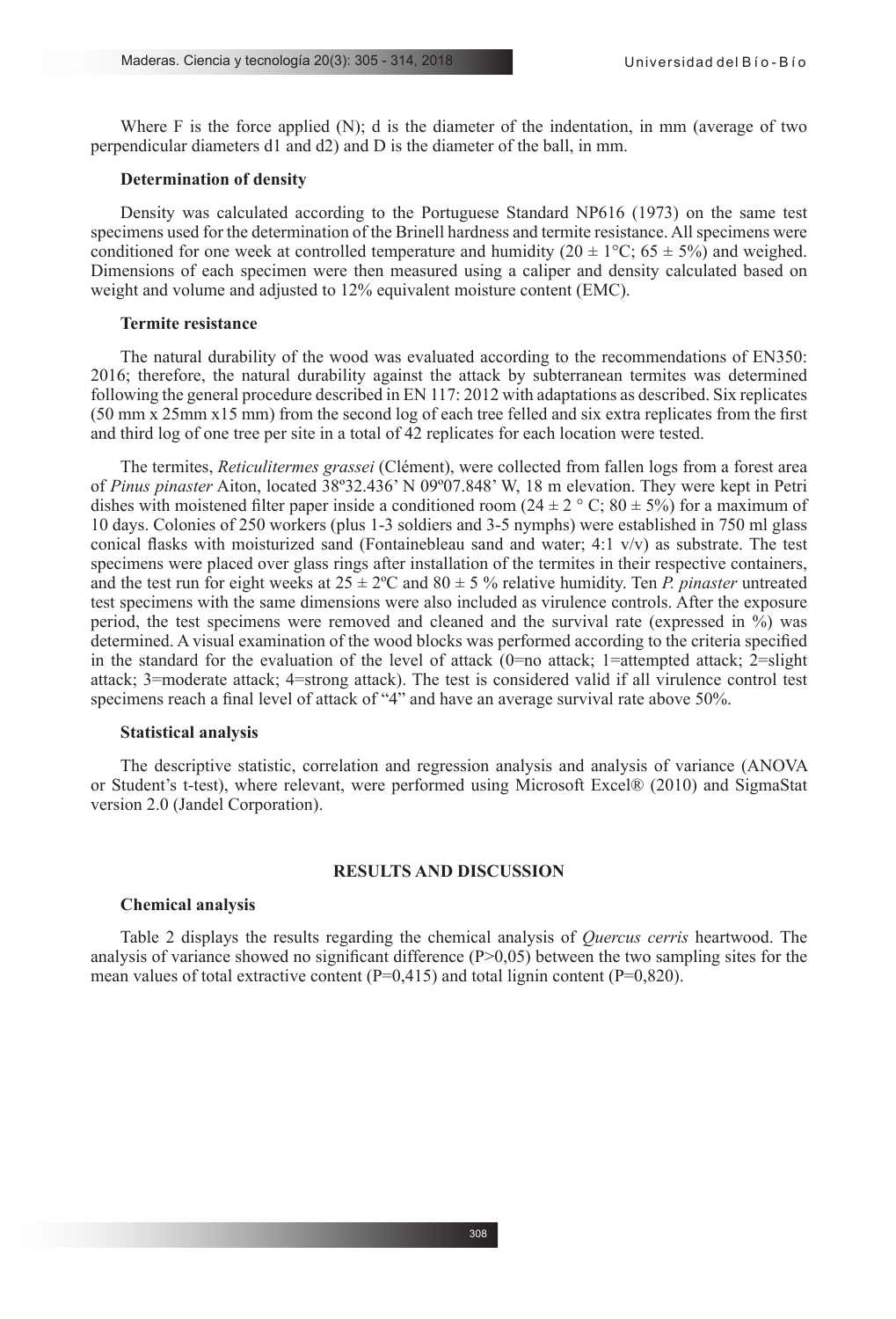Where F is the force applied (N); d is the diameter of the indentation, in mm (average of two perpendicular diameters d1 and d2) and D is the diameter of the ball, in mm.

### Determination of density

Density was calculated according to the Portuguese Standard NP616 (1973) on the same test specimens used for the determination of the Brinell hardness and termite resistance. All specimens were conditioned for one week at controlled temperature and humidity ($20 \pm 1$°C; $65 \pm 5$%) and weighed. Dimensions of each specimen were then measured using a caliper and density calculated based on weight and volume and adjusted to 12% equivalent moisture content (EMC).

### Termite resistance

The natural durability of the wood was evaluated according to the recommendations of EN350: 2016; therefore, the natural durability against the attack by subterranean termites was determined following the general procedure described in EN 117: 2012 with adaptations as described. Six replicates (50 mm x 25mm x15 mm) from the second log of each tree felled and six extra replicates from the first and third log of one tree per site in a total of 42 replicates for each location were tested.

The termites, *Reticulitermes grassei* (Clément), were collected from fallen logs from a forest area of *Pinus pinaster* Aiton, located 38º32.436' N 09º07.848' W, 18 m elevation. They were kept in Petri dishes with moistened filter paper inside a conditioned room ($24 \pm 2$ ° C; $80 \pm 5$%) for a maximum of 10 days. Colonies of 250 workers (plus 1-3 soldiers and 3-5 nymphs) were established in 750 ml glass conical flasks with moisturized sand (Fontainebleau sand and water; 4:1 v/v) as substrate. The test specimens were placed over glass rings after installation of the termites in their respective containers, and the test run for eight weeks at $25 \pm 2$ºC and $80 \pm 5$ % relative humidity. Ten *P. pinaster* untreated test specimens with the same dimensions were also included as virulence controls. After the exposure period, the test specimens were removed and cleaned and the survival rate (expressed in %) was determined. A visual examination of the wood blocks was performed according to the criteria specified in the standard for the evaluation of the level of attack (0=no attack; 1=attempted attack; 2=slight attack; 3=moderate attack; 4=strong attack). The test is considered valid if all virulence control test specimens reach a final level of attack of "4" and have an average survival rate above 50%.

### Statistical analysis

The descriptive statistic, correlation and regression analysis and analysis of variance (ANOVA or Student's t-test), where relevant, were performed using Microsoft Excel® (2010) and SigmaStat version 2.0 (Jandel Corporation).

## RESULTS AND DISCUSSION

### Chemical analysis

Table 2 displays the results regarding the chemical analysis of *Quercus cerris* heartwood. The analysis of variance showed no significant difference ($P>0,05$) between the two sampling sites for the mean values of total extractive content ($P=0,415$) and total lignin content ($P=0,820$).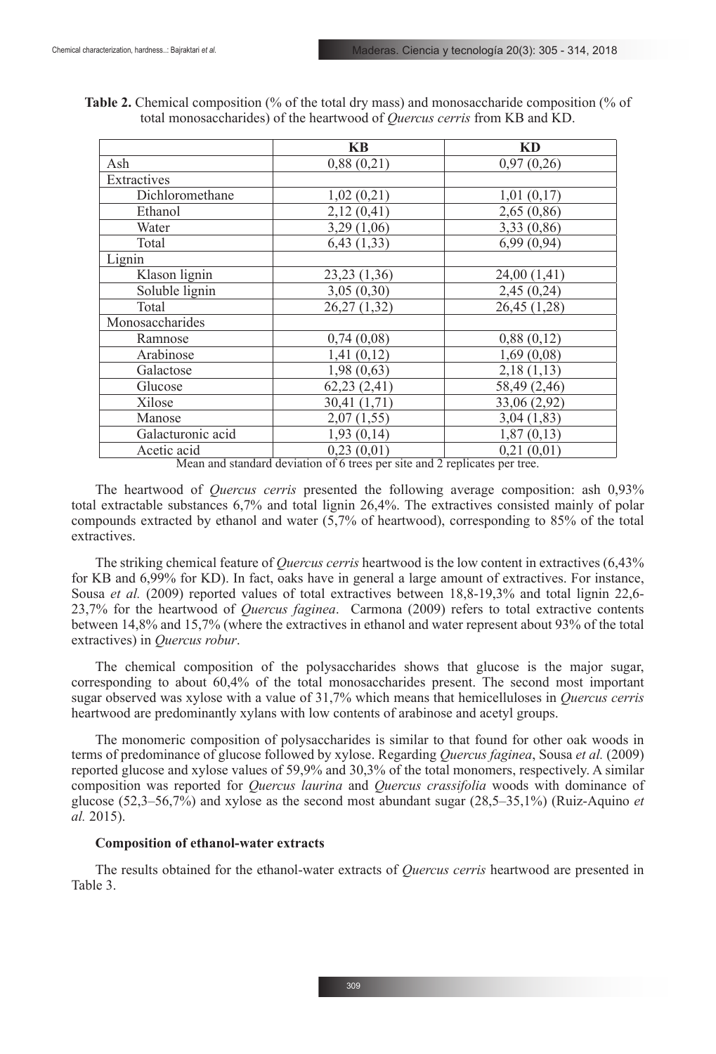**Table 2.** Chemical composition (% of the total dry mass) and monosaccharide composition (% of total monosaccharides) of the heartwood of *Quercus cerris* from KB and KD.

| | KB | KD |
|---|---|---|
| Ash | 0,88 (0,21) | 0,97 (0,26) |
| Extractives | | |
| Dichloromethane | 1,02 (0,21) | 1,01 (0,17) |
| Ethanol | 2,12 (0,41) | 2,65 (0,86) |
| Water | 3,29 (1,06) | 3,33 (0,86) |
| Total | 6,43 (1,33) | 6,99 (0,94) |
| Lignin | | |
| Klason lignin | 23,23 (1,36) | 24,00 (1,41) |
| Soluble lignin | 3,05 (0,30) | 2,45 (0,24) |
| Total | 26,27 (1,32) | 26,45 (1,28) |
| Monosaccharides | | |
| Ramnose | 0,74 (0,08) | 0,88 (0,12) |
| Arabinose | 1,41 (0,12) | 1,69 (0,08) |
| Galactose | 1,98 (0,63) | 2,18 (1,13) |
| Glucose | 62,23 (2,41) | 58,49 (2,46) |
| Xilose | 30,41 (1,71) | 33,06 (2,92) |
| Manose | 2,07 (1,55) | 3,04 (1,83) |
| Galacturonic acid | 1,93 (0,14) | 1,87 (0,13) |
| Acetic acid | 0,23 (0,01) | 0,21 (0,01) |

Mean and standard deviation of 6 trees per site and 2 replicates per tree.

The heartwood of *Quercus cerris* presented the following average composition: ash 0,93% total extractable substances 6,7% and total lignin 26,4%. The extractives consisted mainly of polar compounds extracted by ethanol and water (5,7% of heartwood), corresponding to 85% of the total extractives.

The striking chemical feature of *Quercus cerris* heartwood is the low content in extractives (6,43% for KB and 6,99% for KD). In fact, oaks have in general a large amount of extractives. For instance, Sousa *et al.* (2009) reported values of total extractives between 18,8-19,3% and total lignin 22,6-23,7% for the heartwood of *Quercus faginea*. Carmona (2009) refers to total extractive contents between 14,8% and 15,7% (where the extractives in ethanol and water represent about 93% of the total extractives) in *Quercus robur*.

The chemical composition of the polysaccharides shows that glucose is the major sugar, corresponding to about 60,4% of the total monosaccharides present. The second most important sugar observed was xylose with a value of 31,7% which means that hemicelluloses in *Quercus cerris* heartwood are predominantly xylans with low contents of arabinose and acetyl groups.

The monomeric composition of polysaccharides is similar to that found for other oak woods in terms of predominance of glucose followed by xylose. Regarding *Quercus faginea*, Sousa *et al.* (2009) reported glucose and xylose values of 59,9% and 30,3% of the total monomers, respectively. A similar composition was reported for *Quercus laurina* and *Quercus crassifolia* woods with dominance of glucose (52,3–56,7%) and xylose as the second most abundant sugar (28,5–35,1%) (Ruiz-Aquino *et al.* 2015).

### Composition of ethanol-water extracts

The results obtained for the ethanol-water extracts of *Quercus cerris* heartwood are presented in Table 3.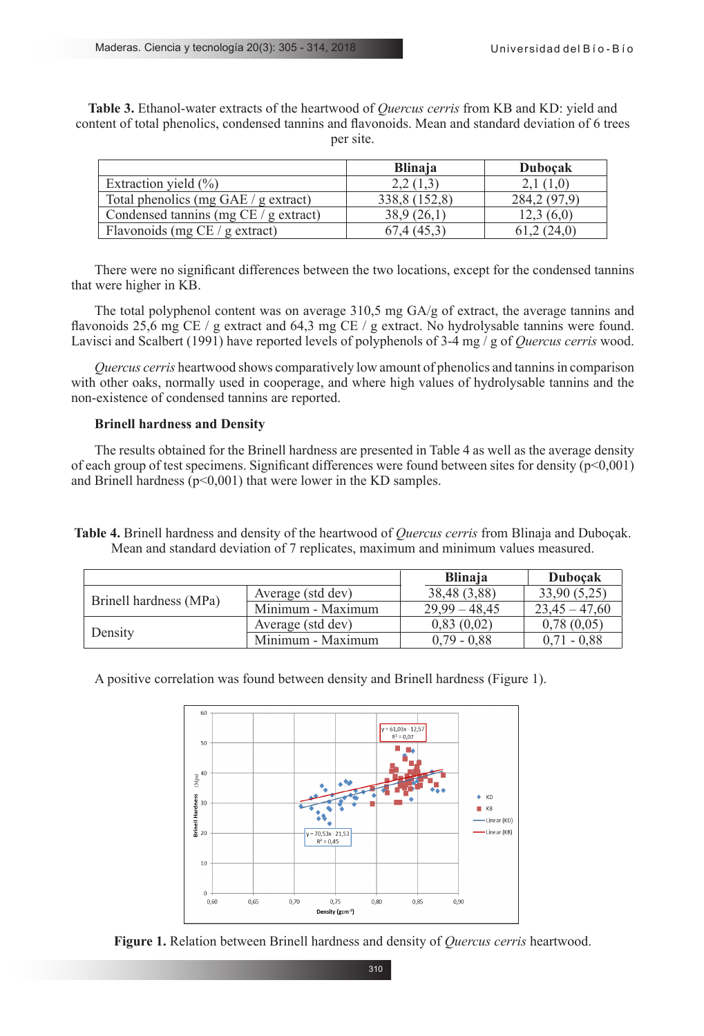**Table 3.** Ethanol-water extracts of the heartwood of *Quercus cerris* from KB and KD: yield and content of total phenolics, condensed tannins and flavonoids. Mean and standard deviation of 6 trees per site.

| | Blinaja | Duboçak |
|---|---|---|
| Extraction yield (%) | 2,2 (1,3) | 2,1 (1,0) |
| Total phenolics (mg GAE / g extract) | 338,8 (152,8) | 284,2 (97,9) |
| Condensed tannins (mg CE / g extract) | 38,9 (26,1) | 12,3 (6,0) |
| Flavonoids (mg CE / g extract) | 67,4 (45,3) | 61,2 (24,0) |

There were no significant differences between the two locations, except for the condensed tannins that were higher in KB.

The total polyphenol content was on average 310,5 mg GA/g of extract, the average tannins and flavonoids 25,6 mg CE / g extract and 64,3 mg CE / g extract. No hydrolysable tannins were found. Lavisci and Scalbert (1991) have reported levels of polyphenols of 3-4 mg / g of *Quercus cerris* wood.

*Quercus cerris* heartwood shows comparatively low amount of phenolics and tannins in comparison with other oaks, normally used in cooperage, and where high values of hydrolysable tannins and the non-existence of condensed tannins are reported.

### Brinell hardness and Density

The results obtained for the Brinell hardness are presented in Table 4 as well as the average density of each group of test specimens. Significant differences were found between sites for density ($p<0,001$) and Brinell hardness ($p<0,001$) that were lower in the KD samples.

**Table 4.** Brinell hardness and density of the heartwood of *Quercus cerris* from Blinaja and Duboçak. Mean and standard deviation of 7 replicates, maximum and minimum values measured.

| | | Blinaja | Duboçak |
|---|---|---|---|
| Brinell hardness (MPa) | Average (std dev) | 38,48 (3,88) | 33,90 (5,25) |
| | Minimum - Maximum | 29,99 – 48,45 | 23,45 – 47,60 |
| Density | Average (std dev) | 0,83 (0,02) | 0,78 (0,05) |
| | Minimum - Maximum | 0,79 - 0,88 | 0,71 - 0,88 |

A positive correlation was found between density and Brinell hardness (Figure 1).

**Figure 1.** Relation between Brinell hardness and density of *Quercus cerris* heartwood.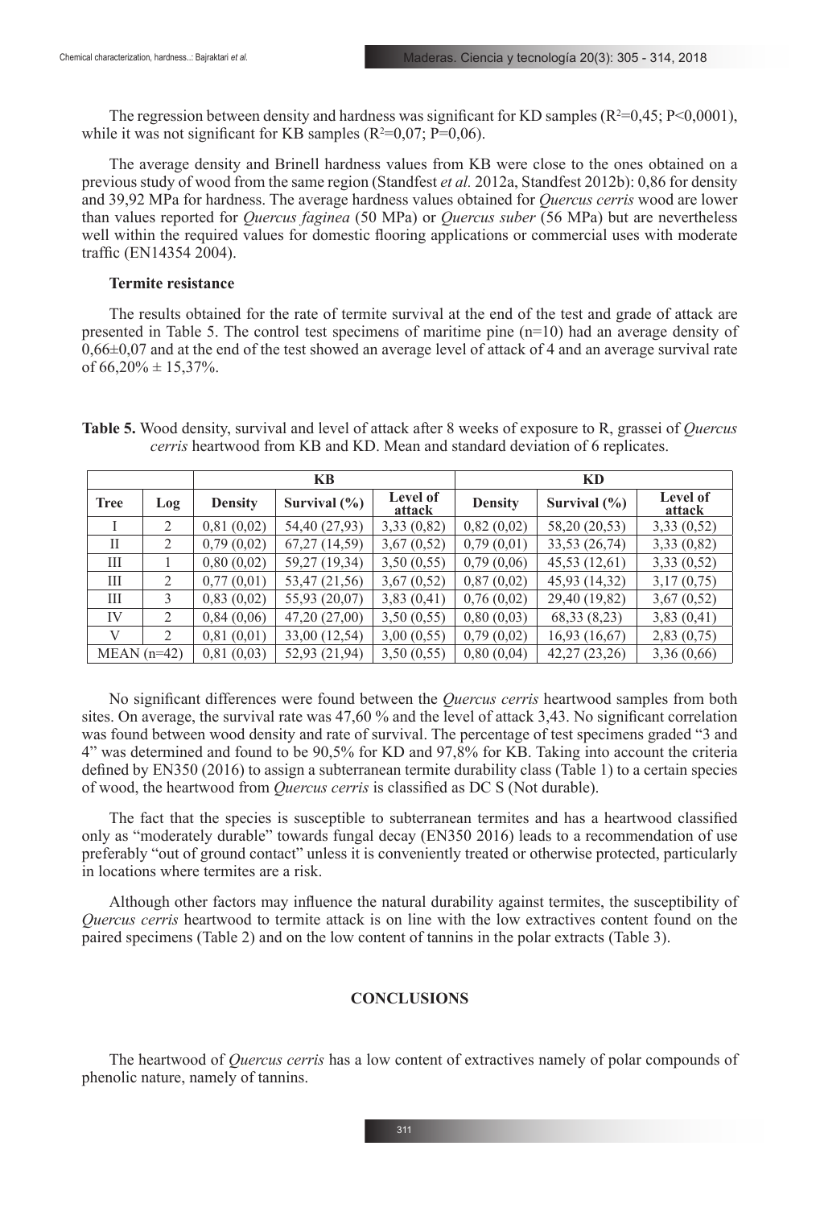The regression between density and hardness was significant for KD samples ($R^2$=0,45; P<0,0001), while it was not significant for KB samples ($R^2$=0,07; P=0,06).

The average density and Brinell hardness values from KB were close to the ones obtained on a previous study of wood from the same region (Standfest *et al.* 2012a, Standfest 2012b): 0,86 for density and 39,92 MPa for hardness. The average hardness values obtained for *Quercus cerris* wood are lower than values reported for *Quercus faginea* (50 MPa) or *Quercus suber* (56 MPa) but are nevertheless well within the required values for domestic flooring applications or commercial uses with moderate traffic (EN14354 2004).

### Termite resistance

The results obtained for the rate of termite survival at the end of the test and grade of attack are presented in Table 5. The control test specimens of maritime pine (n=10) had an average density of 0,66±0,07 and at the end of the test showed an average level of attack of 4 and an average survival rate of 66,20% ± 15,37%.

**Table 5.** Wood density, survival and level of attack after 8 weeks of exposure to R, grassei of *Quercus cerris* heartwood from KB and KD. Mean and standard deviation of 6 replicates.

| | | KB | | | KD | | |
|---|---|---|---|---|---|---|---|
| **Tree** | **Log** | **Density** | **Survival (%)** | **Level of attack** | **Density** | **Survival (%)** | **Level of attack** |
| I | 2 | 0,81 (0,02) | 54,40 (27,93) | 3,33 (0,82) | 0,82 (0,02) | 58,20 (20,53) | 3,33 (0,52) |
| II | 2 | 0,79 (0,02) | 67,27 (14,59) | 3,67 (0,52) | 0,79 (0,01) | 33,53 (26,74) | 3,33 (0,82) |
| III | 1 | 0,80 (0,02) | 59,27 (19,34) | 3,50 (0,55) | 0,79 (0,06) | 45,53 (12,61) | 3,33 (0,52) |
| III | 2 | 0,77 (0,01) | 53,47 (21,56) | 3,67 (0,52) | 0,87 (0,02) | 45,93 (14,32) | 3,17 (0,75) |
| III | 3 | 0,83 (0,02) | 55,93 (20,07) | 3,83 (0,41) | 0,76 (0,02) | 29,40 (19,82) | 3,67 (0,52) |
| IV | 2 | 0,84 (0,06) | 47,20 (27,00) | 3,50 (0,55) | 0,80 (0,03) | 68,33 (8,23) | 3,83 (0,41) |
| V | 2 | 0,81 (0,01) | 33,00 (12,54) | 3,00 (0,55) | 0,79 (0,02) | 16,93 (16,67) | 2,83 (0,75) |
| MEAN (n=42) | | 0,81 (0,03) | 52,93 (21,94) | 3,50 (0,55) | 0,80 (0,04) | 42,27 (23,26) | 3,36 (0,66) |

No significant differences were found between the *Quercus cerris* heartwood samples from both sites. On average, the survival rate was 47,60 % and the level of attack 3,43. No significant correlation was found between wood density and rate of survival. The percentage of test specimens graded "3 and 4" was determined and found to be 90,5% for KD and 97,8% for KB. Taking into account the criteria defined by EN350 (2016) to assign a subterranean termite durability class (Table 1) to a certain species of wood, the heartwood from *Quercus cerris* is classified as DC S (Not durable).

The fact that the species is susceptible to subterranean termites and has a heartwood classified only as "moderately durable" towards fungal decay (EN350 2016) leads to a recommendation of use preferably "out of ground contact" unless it is conveniently treated or otherwise protected, particularly in locations where termites are a risk.

Although other factors may influence the natural durability against termites, the susceptibility of *Quercus cerris* heartwood to termite attack is on line with the low extractives content found on the paired specimens (Table 2) and on the low content of tannins in the polar extracts (Table 3).

## CONCLUSIONS

The heartwood of *Quercus cerris* has a low content of extractives namely of polar compounds of phenolic nature, namely of tannins.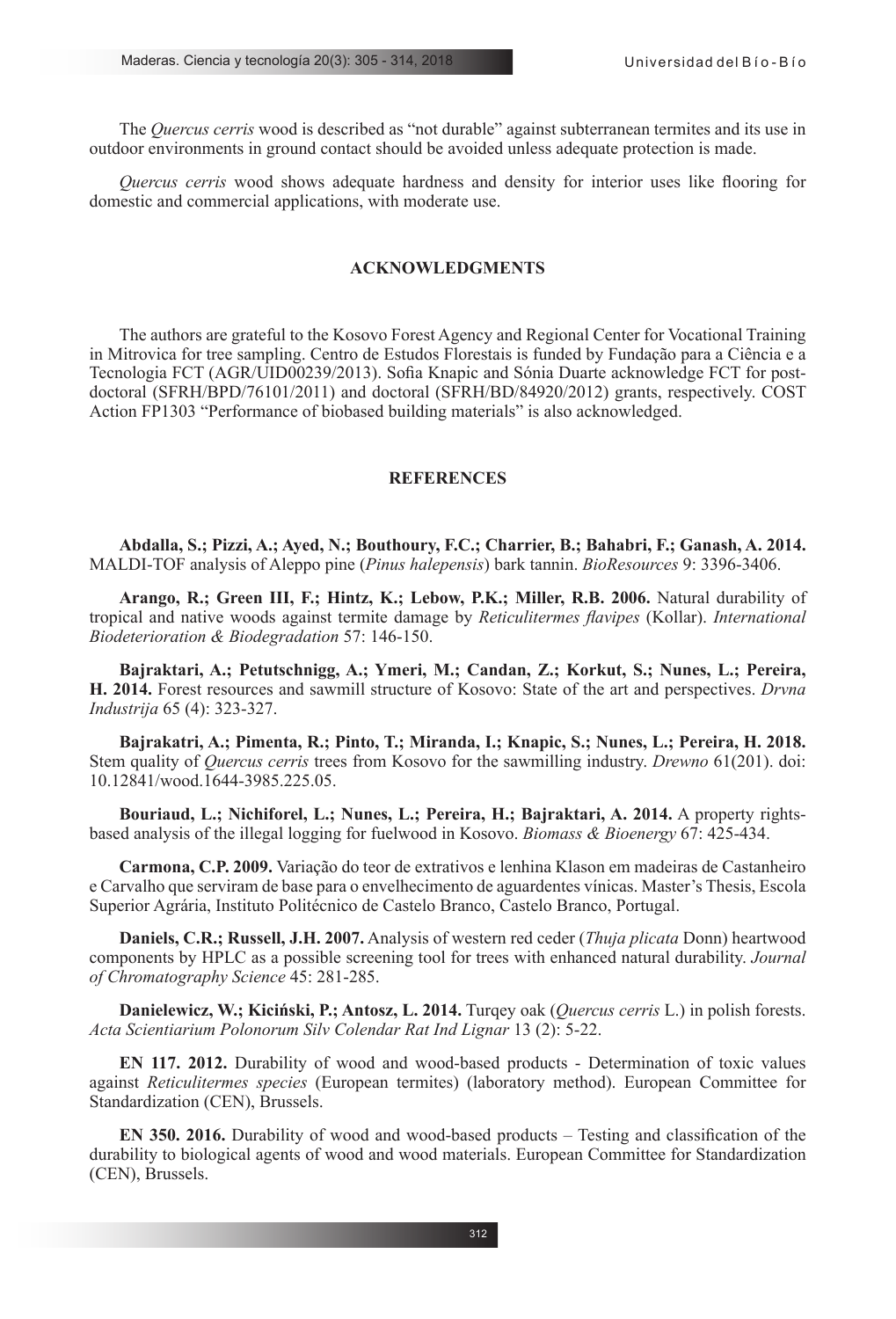The *Quercus cerris* wood is described as "not durable" against subterranean termites and its use in outdoor environments in ground contact should be avoided unless adequate protection is made.

*Quercus cerris* wood shows adequate hardness and density for interior uses like flooring for domestic and commercial applications, with moderate use.

## ACKNOWLEDGMENTS

The authors are grateful to the Kosovo Forest Agency and Regional Center for Vocational Training in Mitrovica for tree sampling. Centro de Estudos Florestais is funded by Fundação para a Ciência e a Tecnologia FCT (AGR/UID00239/2013). Sofia Knapic and Sónia Duarte acknowledge FCT for post-doctoral (SFRH/BPD/76101/2011) and doctoral (SFRH/BD/84920/2012) grants, respectively. COST Action FP1303 "Performance of biobased building materials" is also acknowledged.

## REFERENCES

**Abdalla, S.; Pizzi, A.; Ayed, N.; Bouthoury, F.C.; Charrier, B.; Bahabri, F.; Ganash, A. 2014.** MALDI-TOF analysis of Aleppo pine (*Pinus halepensis*) bark tannin. *BioResources* 9: 3396-3406.

**Arango, R.; Green III, F.; Hintz, K.; Lebow, P.K.; Miller, R.B. 2006.** Natural durability of tropical and native woods against termite damage by *Reticulitermes flavipes* (Kollar). *International Biodeterioration & Biodegradation* 57: 146-150.

**Bajraktari, A.; Petutschnigg, A.; Ymeri, M.; Candan, Z.; Korkut, S.; Nunes, L.; Pereira, H. 2014.** Forest resources and sawmill structure of Kosovo: State of the art and perspectives. *Drvna Industrija* 65 (4): 323-327.

**Bajrakatri, A.; Pimenta, R.; Pinto, T.; Miranda, I.; Knapic, S.; Nunes, L.; Pereira, H. 2018.** Stem quality of *Quercus cerris* trees from Kosovo for the sawmilling industry. *Drewno* 61(201). doi: 10.12841/wood.1644-3985.225.05.

**Bouriaud, L.; Nichiforel, L.; Nunes, L.; Pereira, H.; Bajraktari, A. 2014.** A property rights-based analysis of the illegal logging for fuelwood in Kosovo. *Biomass & Bioenergy* 67: 425-434.

**Carmona, C.P. 2009.** Variação do teor de extrativos e lenhina Klason em madeiras de Castanheiro e Carvalho que serviram de base para o envelhecimento de aguardentes vínicas. Master's Thesis, Escola Superior Agrária, Instituto Politécnico de Castelo Branco, Castelo Branco, Portugal.

**Daniels, C.R.; Russell, J.H. 2007.** Analysis of western red ceder (*Thuja plicata* Donn) heartwood components by HPLC as a possible screening tool for trees with enhanced natural durability. *Journal of Chromatography Science* 45: 281-285.

**Danielewicz, W.; Kiciński, P.; Antosz, L. 2014.** Turqey oak (*Quercus cerris* L.) in polish forests. *Acta Scientiarium Polonorum Silv Colendar Rat Ind Lignar* 13 (2): 5-22.

**EN 117. 2012.** Durability of wood and wood-based products - Determination of toxic values against *Reticulitermes species* (European termites) (laboratory method). European Committee for Standardization (CEN), Brussels.

**EN 350. 2016.** Durability of wood and wood-based products – Testing and classification of the durability to biological agents of wood and wood materials. European Committee for Standardization (CEN), Brussels.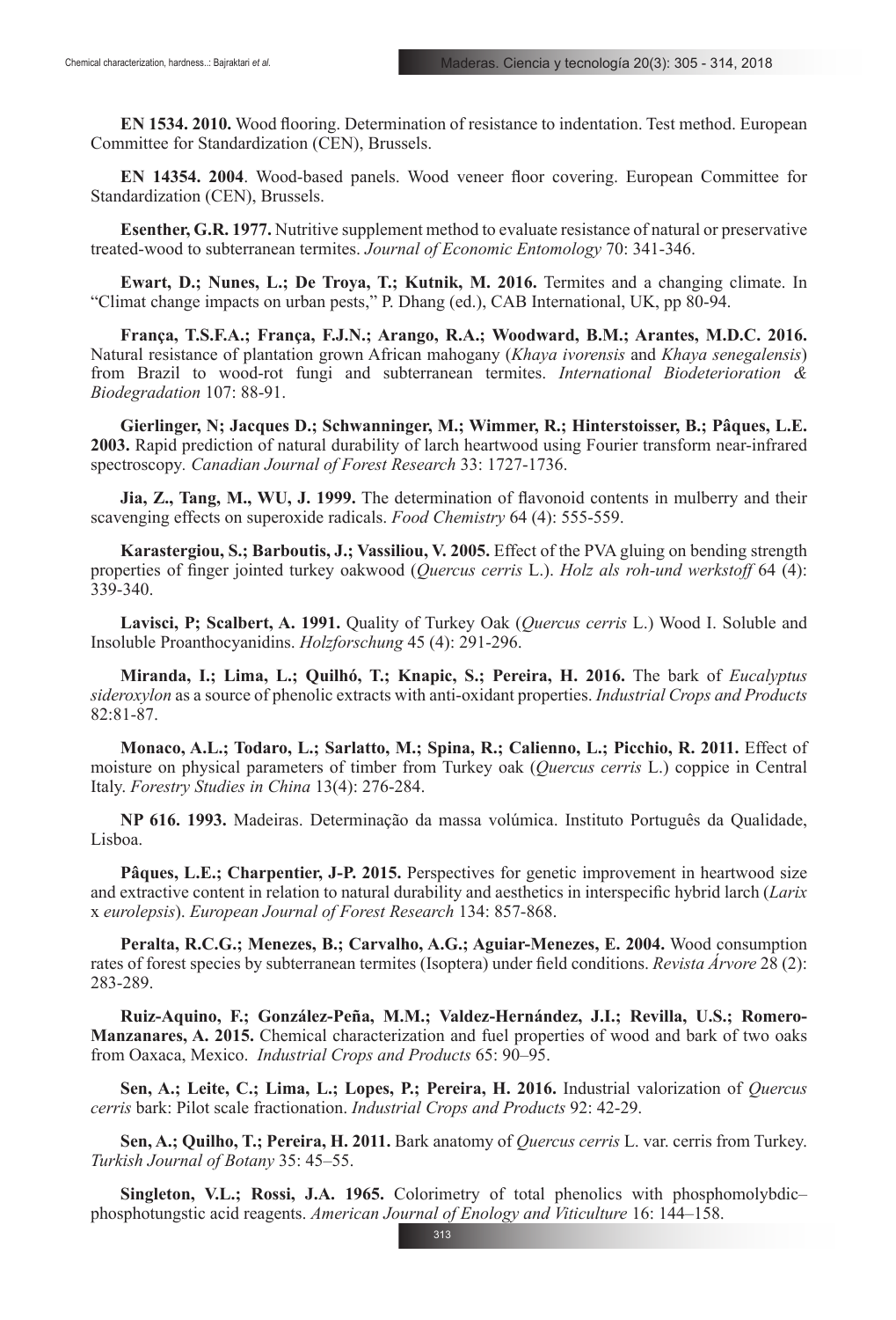**EN 1534. 2010.** Wood flooring. Determination of resistance to indentation. Test method. European Committee for Standardization (CEN), Brussels.

**EN 14354. 2004**. Wood-based panels. Wood veneer floor covering. European Committee for Standardization (CEN), Brussels.

**Esenther, G.R. 1977.** Nutritive supplement method to evaluate resistance of natural or preservative treated-wood to subterranean termites. *Journal of Economic Entomology* 70: 341-346.

**Ewart, D.; Nunes, L.; De Troya, T.; Kutnik, M. 2016.** Termites and a changing climate. In "Climat change impacts on urban pests," P. Dhang (ed.), CAB International, UK, pp 80-94.

**França, T.S.F.A.; França, F.J.N.; Arango, R.A.; Woodward, B.M.; Arantes, M.D.C. 2016.** Natural resistance of plantation grown African mahogany (*Khaya ivorensis* and *Khaya senegalensis*) from Brazil to wood-rot fungi and subterranean termites. *International Biodeterioration & Biodegradation* 107: 88-91.

**Gierlinger, N; Jacques D.; Schwanninger, M.; Wimmer, R.; Hinterstoisser, B.; Pâques, L.E. 2003.** Rapid prediction of natural durability of larch heartwood using Fourier transform near-infrared spectroscopy. *Canadian Journal of Forest Research* 33: 1727-1736.

**Jia, Z., Tang, M., WU, J. 1999.** The determination of flavonoid contents in mulberry and their scavenging effects on superoxide radicals. *Food Chemistry* 64 (4): 555-559.

**Karastergiou, S.; Barboutis, J.; Vassiliou, V. 2005.** Effect of the PVA gluing on bending strength properties of finger jointed turkey oakwood (*Quercus cerris* L.). *Holz als roh-und werkstoff* 64 (4): 339-340.

**Lavisci, P; Scalbert, A. 1991.** Quality of Turkey Oak (*Quercus cerris* L.) Wood I. Soluble and Insoluble Proanthocyanidins. *Holzforschung* 45 (4): 291-296.

**Miranda, I.; Lima, L.; Quilhó, T.; Knapic, S.; Pereira, H. 2016.** The bark of *Eucalyptus sideroxylon* as a source of phenolic extracts with anti-oxidant properties. *Industrial Crops and Products* 82:81-87.

**Monaco, A.L.; Todaro, L.; Sarlatto, M.; Spina, R.; Calienno, L.; Picchio, R. 2011.** Effect of moisture on physical parameters of timber from Turkey oak (*Quercus cerris* L.) coppice in Central Italy. *Forestry Studies in China* 13(4): 276-284.

**NP 616. 1993.** Madeiras. Determinação da massa volúmica. Instituto Português da Qualidade, Lisboa.

**Pâques, L.E.; Charpentier, J-P. 2015.** Perspectives for genetic improvement in heartwood size and extractive content in relation to natural durability and aesthetics in interspecific hybrid larch (*Larix* x *eurolepsis*). *European Journal of Forest Research* 134: 857-868.

**Peralta, R.C.G.; Menezes, B.; Carvalho, A.G.; Aguiar-Menezes, E. 2004.** Wood consumption rates of forest species by subterranean termites (Isoptera) under field conditions. *Revista Árvore* 28 (2): 283-289.

**Ruiz-Aquino, F.; González-Peña, M.M.; Valdez-Hernández, J.I.; Revilla, U.S.; Romero-Manzanares, A. 2015.** Chemical characterization and fuel properties of wood and bark of two oaks from Oaxaca, Mexico. *Industrial Crops and Products* 65: 90–95.

**Sen, A.; Leite, C.; Lima, L.; Lopes, P.; Pereira, H. 2016.** Industrial valorization of *Quercus cerris* bark: Pilot scale fractionation. *Industrial Crops and Products* 92: 42-29.

**Sen, A.; Quilho, T.; Pereira, H. 2011.** Bark anatomy of *Quercus cerris* L. var. cerris from Turkey. *Turkish Journal of Botany* 35: 45–55.

**Singleton, V.L.; Rossi, J.A. 1965.** Colorimetry of total phenolics with phosphomolybdic–phosphotungstic acid reagents. *American Journal of Enology and Viticulture* 16: 144–158.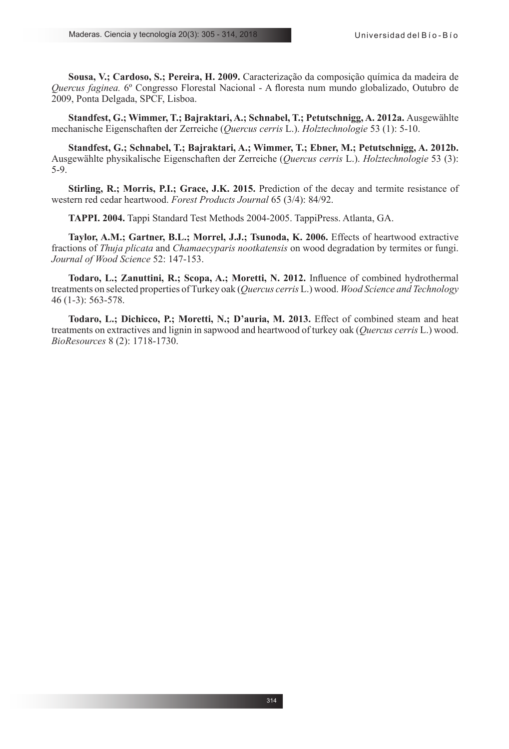**Sousa, V.; Cardoso, S.; Pereira, H. 2009.** Caracterização da composição química da madeira de *Quercus faginea.* 6º Congresso Florestal Nacional - A floresta num mundo globalizado, Outubro de 2009, Ponta Delgada, SPCF, Lisboa.

**Standfest, G.; Wimmer, T.; Bajraktari, A.; Schnabel, T.; Petutschnigg, A. 2012a.** Ausgewählte mechanische Eigenschaften der Zerreiche (*Quercus cerris* L.). *Holztechnologie* 53 (1): 5-10.

**Standfest, G.; Schnabel, T.; Bajraktari, A.; Wimmer, T.; Ebner, M.; Petutschnigg, A. 2012b.** Ausgewählte physikalische Eigenschaften der Zerreiche (*Quercus cerris* L.). *Holztechnologie* 53 (3): 5-9.

**Stirling, R.; Morris, P.I.; Grace, J.K. 2015.** Prediction of the decay and termite resistance of western red cedar heartwood. *Forest Products Journal* 65 (3/4): 84/92.

**TAPPI. 2004.** Tappi Standard Test Methods 2004-2005. TappiPress. Atlanta, GA.

**Taylor, A.M.; Gartner, B.L.; Morrel, J.J.; Tsunoda, K. 2006.** Effects of heartwood extractive fractions of *Thuja plicata* and *Chamaecyparis nootkatensis* on wood degradation by termites or fungi. *Journal of Wood Science* 52: 147-153.

**Todaro, L.; Zanuttini, R.; Scopa, A.; Moretti, N. 2012.** Influence of combined hydrothermal treatments on selected properties of Turkey oak (*Quercus cerris* L.) wood. *Wood Science and Technology* 46 (1-3): 563-578.

**Todaro, L.; Dichicco, P.; Moretti, N.; D'auria, M. 2013.** Effect of combined steam and heat treatments on extractives and lignin in sapwood and heartwood of turkey oak (*Quercus cerris* L.) wood. *BioResources* 8 (2): 1718-1730.